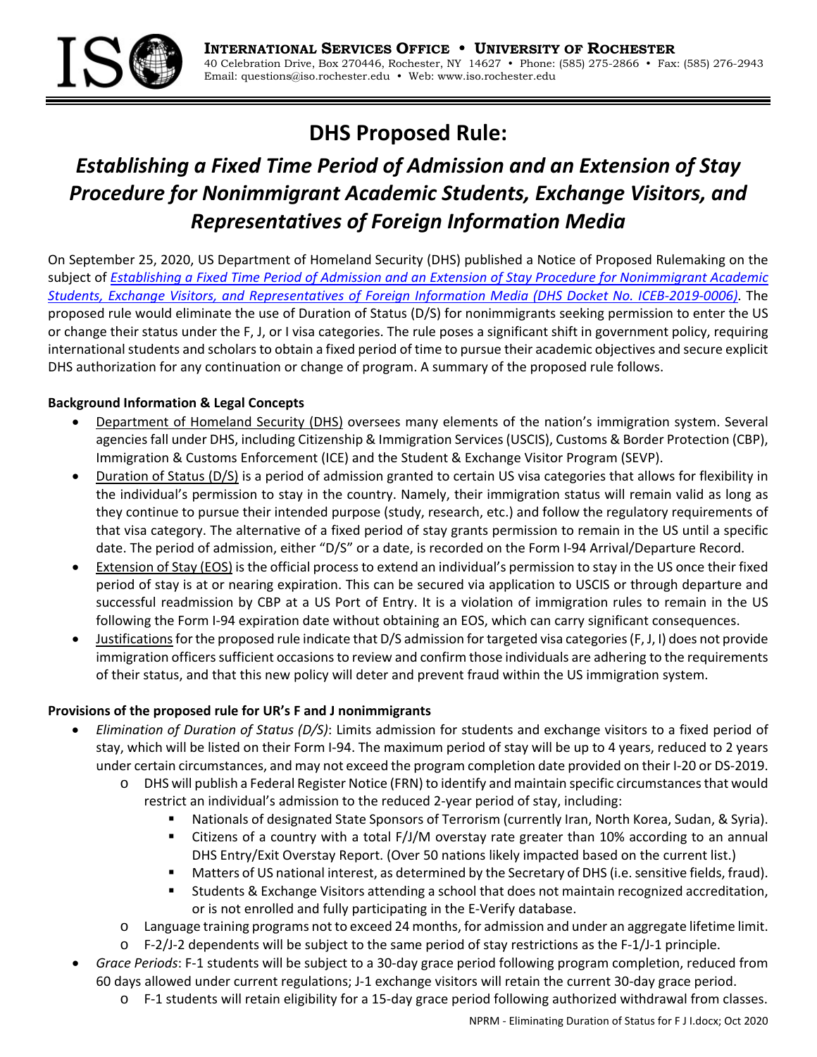**INTERNATIONAL SERVICES OFFICE • UNIVERSITY OF ROCHESTER**
40 Celebration Drive, Box 270446, Rochester, NY 14627 • Phone: (585) 275-2866 • Fax: (585) 276-2943
Email: questions@iso.rochester.edu • Web: www.iso.rochester.edu

# DHS Proposed Rule:

## *Establishing a Fixed Time Period of Admission and an Extension of Stay Procedure for Nonimmigrant Academic Students, Exchange Visitors, and Representatives of Foreign Information Media*

On September 25, 2020, US Department of Homeland Security (DHS) published a Notice of Proposed Rulemaking on the subject of *Establishing a Fixed Time Period of Admission and an Extension of Stay Procedure for Nonimmigrant Academic Students, Exchange Visitors, and Representatives of Foreign Information Media (DHS Docket No. ICEB-2019-0006)*. The proposed rule would eliminate the use of Duration of Status (D/S) for nonimmigrants seeking permission to enter the US or change their status under the F, J, or I visa categories. The rule poses a significant shift in government policy, requiring international students and scholars to obtain a fixed period of time to pursue their academic objectives and secure explicit DHS authorization for any continuation or change of program. A summary of the proposed rule follows.

**Background Information & Legal Concepts**

- Department of Homeland Security (DHS) oversees many elements of the nation's immigration system. Several agencies fall under DHS, including Citizenship & Immigration Services (USCIS), Customs & Border Protection (CBP), Immigration & Customs Enforcement (ICE) and the Student & Exchange Visitor Program (SEVP).
- Duration of Status (D/S) is a period of admission granted to certain US visa categories that allows for flexibility in the individual's permission to stay in the country. Namely, their immigration status will remain valid as long as they continue to pursue their intended purpose (study, research, etc.) and follow the regulatory requirements of that visa category. The alternative of a fixed period of stay grants permission to remain in the US until a specific date. The period of admission, either "D/S" or a date, is recorded on the Form I-94 Arrival/Departure Record.
- Extension of Stay (EOS) is the official process to extend an individual's permission to stay in the US once their fixed period of stay is at or nearing expiration. This can be secured via application to USCIS or through departure and successful readmission by CBP at a US Port of Entry. It is a violation of immigration rules to remain in the US following the Form I-94 expiration date without obtaining an EOS, which can carry significant consequences.
- Justifications for the proposed rule indicate that D/S admission for targeted visa categories (F, J, I) does not provide immigration officers sufficient occasions to review and confirm those individuals are adhering to the requirements of their status, and that this new policy will deter and prevent fraud within the US immigration system.

**Provisions of the proposed rule for UR's F and J nonimmigrants**

- *Elimination of Duration of Status (D/S)*: Limits admission for students and exchange visitors to a fixed period of stay, which will be listed on their Form I-94. The maximum period of stay will be up to 4 years, reduced to 2 years under certain circumstances, and may not exceed the program completion date provided on their I-20 or DS-2019.
  - DHS will publish a Federal Register Notice (FRN) to identify and maintain specific circumstances that would restrict an individual's admission to the reduced 2-year period of stay, including:
    - Nationals of designated State Sponsors of Terrorism (currently Iran, North Korea, Sudan, & Syria).
    - Citizens of a country with a total F/J/M overstay rate greater than 10% according to an annual DHS Entry/Exit Overstay Report. (Over 50 nations likely impacted based on the current list.)
    - Matters of US national interest, as determined by the Secretary of DHS (i.e. sensitive fields, fraud).
    - Students & Exchange Visitors attending a school that does not maintain recognized accreditation, or is not enrolled and fully participating in the E-Verify database.
  - Language training programs not to exceed 24 months, for admission and under an aggregate lifetime limit.
  - F-2/J-2 dependents will be subject to the same period of stay restrictions as the F-1/J-1 principle.
- *Grace Periods*: F-1 students will be subject to a 30-day grace period following program completion, reduced from 60 days allowed under current regulations; J-1 exchange visitors will retain the current 30-day grace period.
  - F-1 students will retain eligibility for a 15-day grace period following authorized withdrawal from classes.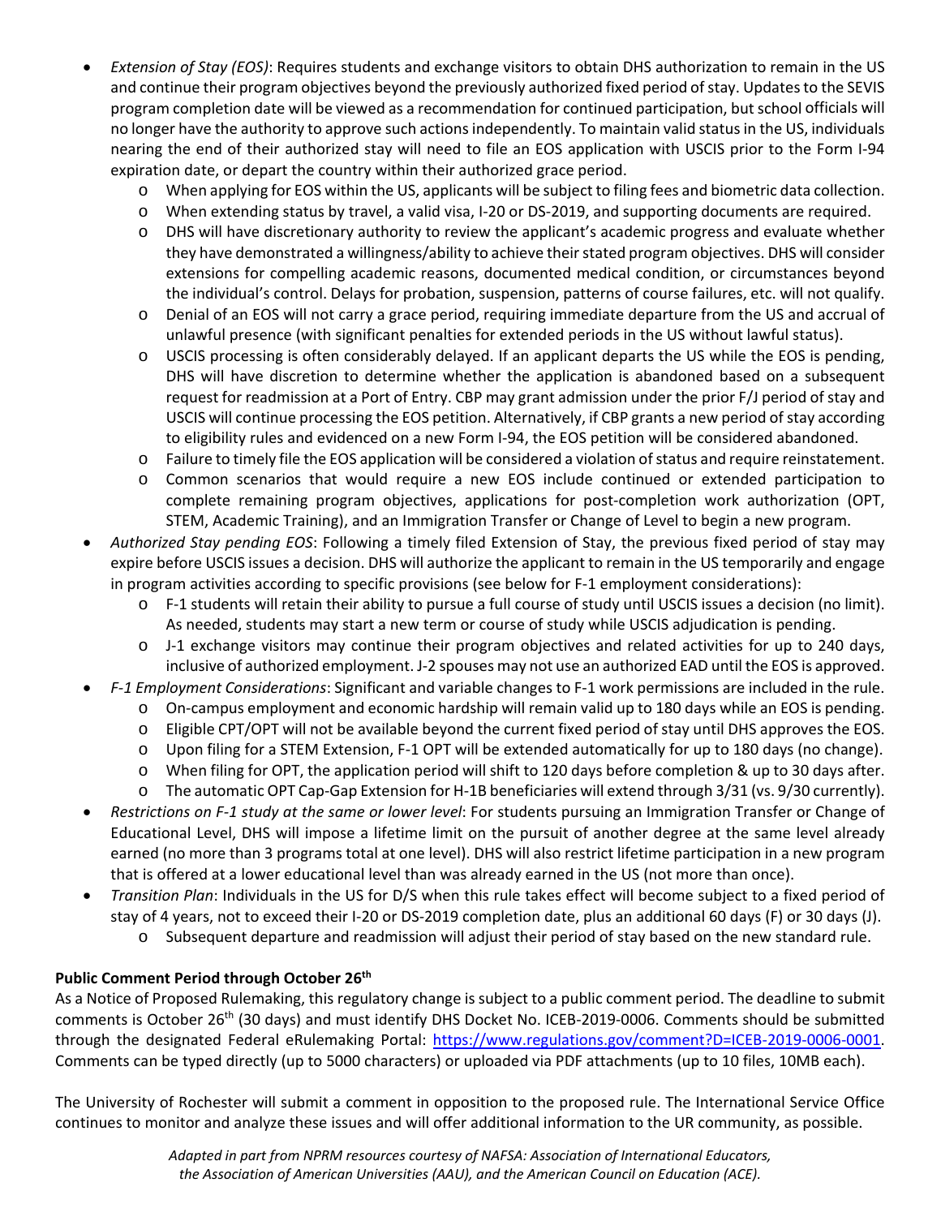- *Extension of Stay (EOS)*: Requires students and exchange visitors to obtain DHS authorization to remain in the US and continue their program objectives beyond the previously authorized fixed period of stay. Updates to the SEVIS program completion date will be viewed as a recommendation for continued participation, but school officials will no longer have the authority to approve such actions independently. To maintain valid status in the US, individuals nearing the end of their authorized stay will need to file an EOS application with USCIS prior to the Form I-94 expiration date, or depart the country within their authorized grace period.
  - When applying for EOS within the US, applicants will be subject to filing fees and biometric data collection.
  - When extending status by travel, a valid visa, I-20 or DS-2019, and supporting documents are required.
  - DHS will have discretionary authority to review the applicant's academic progress and evaluate whether they have demonstrated a willingness/ability to achieve their stated program objectives. DHS will consider extensions for compelling academic reasons, documented medical condition, or circumstances beyond the individual's control. Delays for probation, suspension, patterns of course failures, etc. will not qualify.
  - Denial of an EOS will not carry a grace period, requiring immediate departure from the US and accrual of unlawful presence (with significant penalties for extended periods in the US without lawful status).
  - USCIS processing is often considerably delayed. If an applicant departs the US while the EOS is pending, DHS will have discretion to determine whether the application is abandoned based on a subsequent request for readmission at a Port of Entry. CBP may grant admission under the prior F/J period of stay and USCIS will continue processing the EOS petition. Alternatively, if CBP grants a new period of stay according to eligibility rules and evidenced on a new Form I-94, the EOS petition will be considered abandoned.
  - Failure to timely file the EOS application will be considered a violation of status and require reinstatement.
  - Common scenarios that would require a new EOS include continued or extended participation to complete remaining program objectives, applications for post-completion work authorization (OPT, STEM, Academic Training), and an Immigration Transfer or Change of Level to begin a new program.
- *Authorized Stay pending EOS*: Following a timely filed Extension of Stay, the previous fixed period of stay may expire before USCIS issues a decision. DHS will authorize the applicant to remain in the US temporarily and engage in program activities according to specific provisions (see below for F-1 employment considerations):
  - F-1 students will retain their ability to pursue a full course of study until USCIS issues a decision (no limit). As needed, students may start a new term or course of study while USCIS adjudication is pending.
  - J-1 exchange visitors may continue their program objectives and related activities for up to 240 days, inclusive of authorized employment. J-2 spouses may not use an authorized EAD until the EOS is approved.
- *F-1 Employment Considerations*: Significant and variable changes to F-1 work permissions are included in the rule.
  - On-campus employment and economic hardship will remain valid up to 180 days while an EOS is pending.
  - Eligible CPT/OPT will not be available beyond the current fixed period of stay until DHS approves the EOS.
  - Upon filing for a STEM Extension, F-1 OPT will be extended automatically for up to 180 days (no change).
  - When filing for OPT, the application period will shift to 120 days before completion & up to 30 days after.
  - The automatic OPT Cap-Gap Extension for H-1B beneficiaries will extend through 3/31 (vs. 9/30 currently).
- *Restrictions on F-1 study at the same or lower level*: For students pursuing an Immigration Transfer or Change of Educational Level, DHS will impose a lifetime limit on the pursuit of another degree at the same level already earned (no more than 3 programs total at one level). DHS will also restrict lifetime participation in a new program that is offered at a lower educational level than was already earned in the US (not more than once).
- *Transition Plan*: Individuals in the US for D/S when this rule takes effect will become subject to a fixed period of stay of 4 years, not to exceed their I-20 or DS-2019 completion date, plus an additional 60 days (F) or 30 days (J).
  - Subsequent departure and readmission will adjust their period of stay based on the new standard rule.

**Public Comment Period through October 26th**

As a Notice of Proposed Rulemaking, this regulatory change is subject to a public comment period. The deadline to submit comments is October 26th (30 days) and must identify DHS Docket No. ICEB-2019-0006. Comments should be submitted through the designated Federal eRulemaking Portal: https://www.regulations.gov/comment?D=ICEB-2019-0006-0001. Comments can be typed directly (up to 5000 characters) or uploaded via PDF attachments (up to 10 files, 10MB each).

The University of Rochester will submit a comment in opposition to the proposed rule. The International Service Office continues to monitor and analyze these issues and will offer additional information to the UR community, as possible.

*Adapted in part from NPRM resources courtesy of NAFSA: Association of International Educators, the Association of American Universities (AAU), and the American Council on Education (ACE).*